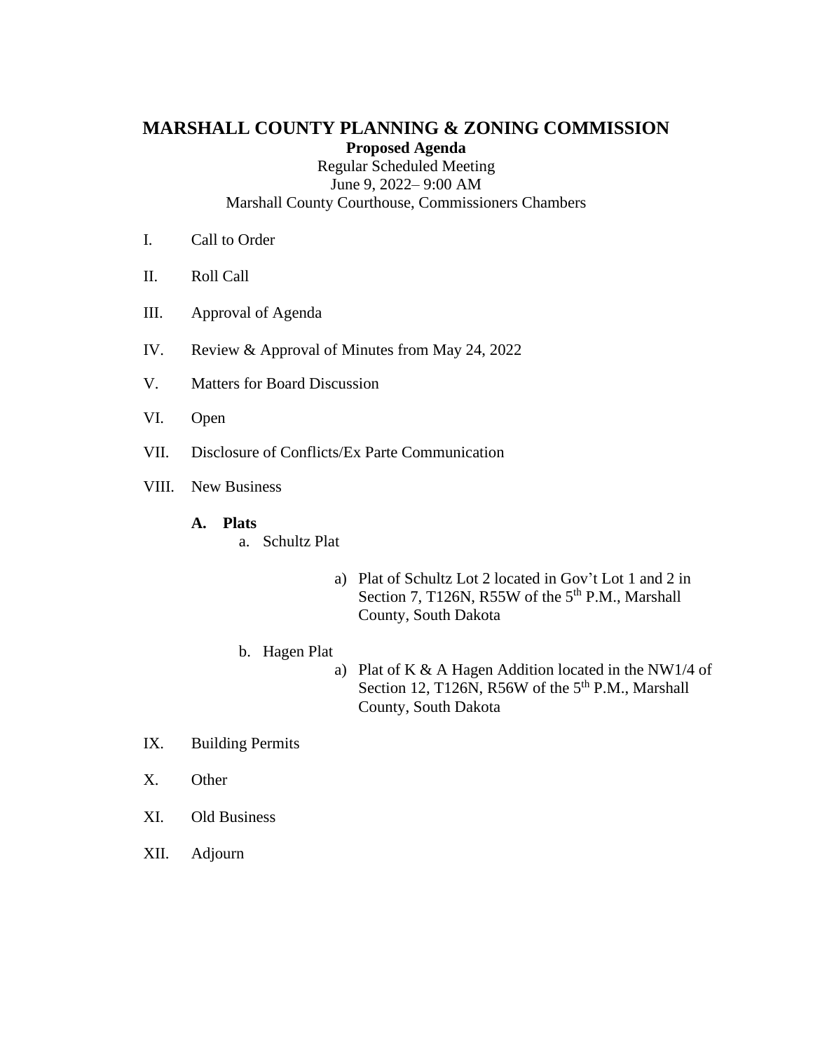# MARSHALL COUNTY PLANNING & ZONING COMMISSION

**Proposed Agenda**

Regular Scheduled Meeting
June 9, 2022– 9:00 AM
Marshall County Courthouse, Commissioners Chambers

I. Call to Order

II. Roll Call

III. Approval of Agenda

IV. Review & Approval of Minutes from May 24, 2022

V. Matters for Board Discussion

VI. Open

VII. Disclosure of Conflicts/Ex Parte Communication

VIII. New Business

**A. Plats**

a. Schultz Plat

a) Plat of Schultz Lot 2 located in Gov't Lot 1 and 2 in Section 7, T126N, R55W of the 5th P.M., Marshall County, South Dakota

b. Hagen Plat

a) Plat of K & A Hagen Addition located in the NW1/4 of Section 12, T126N, R56W of the 5th P.M., Marshall County, South Dakota

IX. Building Permits

X. Other

XI. Old Business

XII. Adjourn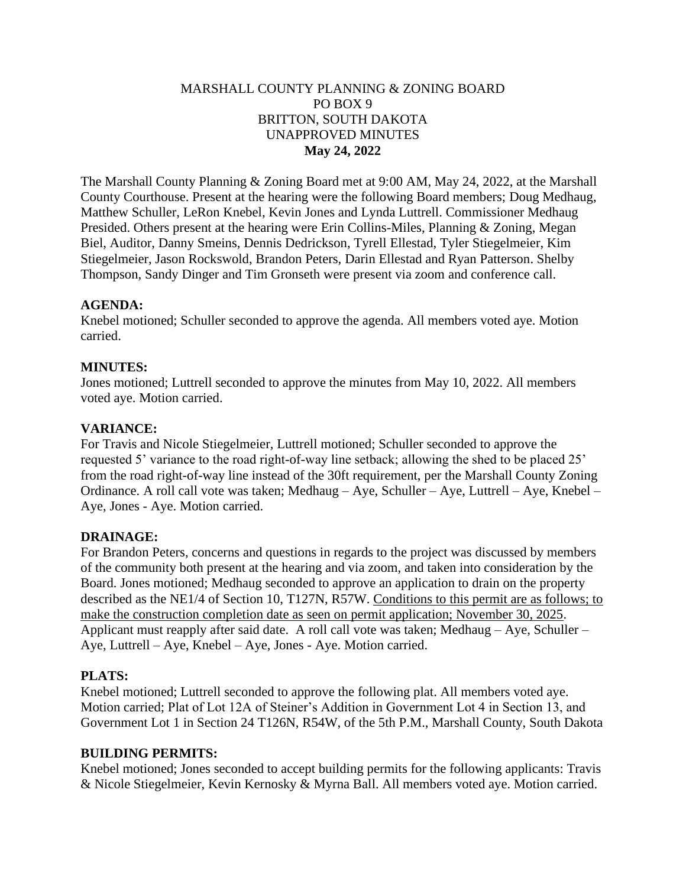MARSHALL COUNTY PLANNING & ZONING BOARD
PO BOX 9
BRITTON, SOUTH DAKOTA
UNAPPROVED MINUTES
**May 24, 2022**

The Marshall County Planning & Zoning Board met at 9:00 AM, May 24, 2022, at the Marshall County Courthouse. Present at the hearing were the following Board members; Doug Medhaug, Matthew Schuller, LeRon Knebel, Kevin Jones and Lynda Luttrell. Commissioner Medhaug Presided. Others present at the hearing were Erin Collins-Miles, Planning & Zoning, Megan Biel, Auditor, Danny Smeins, Dennis Dedrickson, Tyrell Ellestad, Tyler Stiegelmeier, Kim Stiegelmeier, Jason Rockswold, Brandon Peters, Darin Ellestad and Ryan Patterson. Shelby Thompson, Sandy Dinger and Tim Gronseth were present via zoom and conference call.

**AGENDA:**
Knebel motioned; Schuller seconded to approve the agenda. All members voted aye. Motion carried.

**MINUTES:**
Jones motioned; Luttrell seconded to approve the minutes from May 10, 2022. All members voted aye. Motion carried.

**VARIANCE:**
For Travis and Nicole Stiegelmeier, Luttrell motioned; Schuller seconded to approve the requested 5' variance to the road right-of-way line setback; allowing the shed to be placed 25' from the road right-of-way line instead of the 30ft requirement, per the Marshall County Zoning Ordinance. A roll call vote was taken; Medhaug – Aye, Schuller – Aye, Luttrell – Aye, Knebel – Aye, Jones - Aye. Motion carried.

**DRAINAGE:**
For Brandon Peters, concerns and questions in regards to the project was discussed by members of the community both present at the hearing and via zoom, and taken into consideration by the Board. Jones motioned; Medhaug seconded to approve an application to drain on the property described as the NE1/4 of Section 10, T127N, R57W. Conditions to this permit are as follows; to make the construction completion date as seen on permit application; November 30, 2025. Applicant must reapply after said date. A roll call vote was taken; Medhaug – Aye, Schuller – Aye, Luttrell – Aye, Knebel – Aye, Jones - Aye. Motion carried.

**PLATS:**
Knebel motioned; Luttrell seconded to approve the following plat. All members voted aye. Motion carried; Plat of Lot 12A of Steiner's Addition in Government Lot 4 in Section 13, and Government Lot 1 in Section 24 T126N, R54W, of the 5th P.M., Marshall County, South Dakota

**BUILDING PERMITS:**
Knebel motioned; Jones seconded to accept building permits for the following applicants: Travis & Nicole Stiegelmeier, Kevin Kernosky & Myrna Ball. All members voted aye. Motion carried.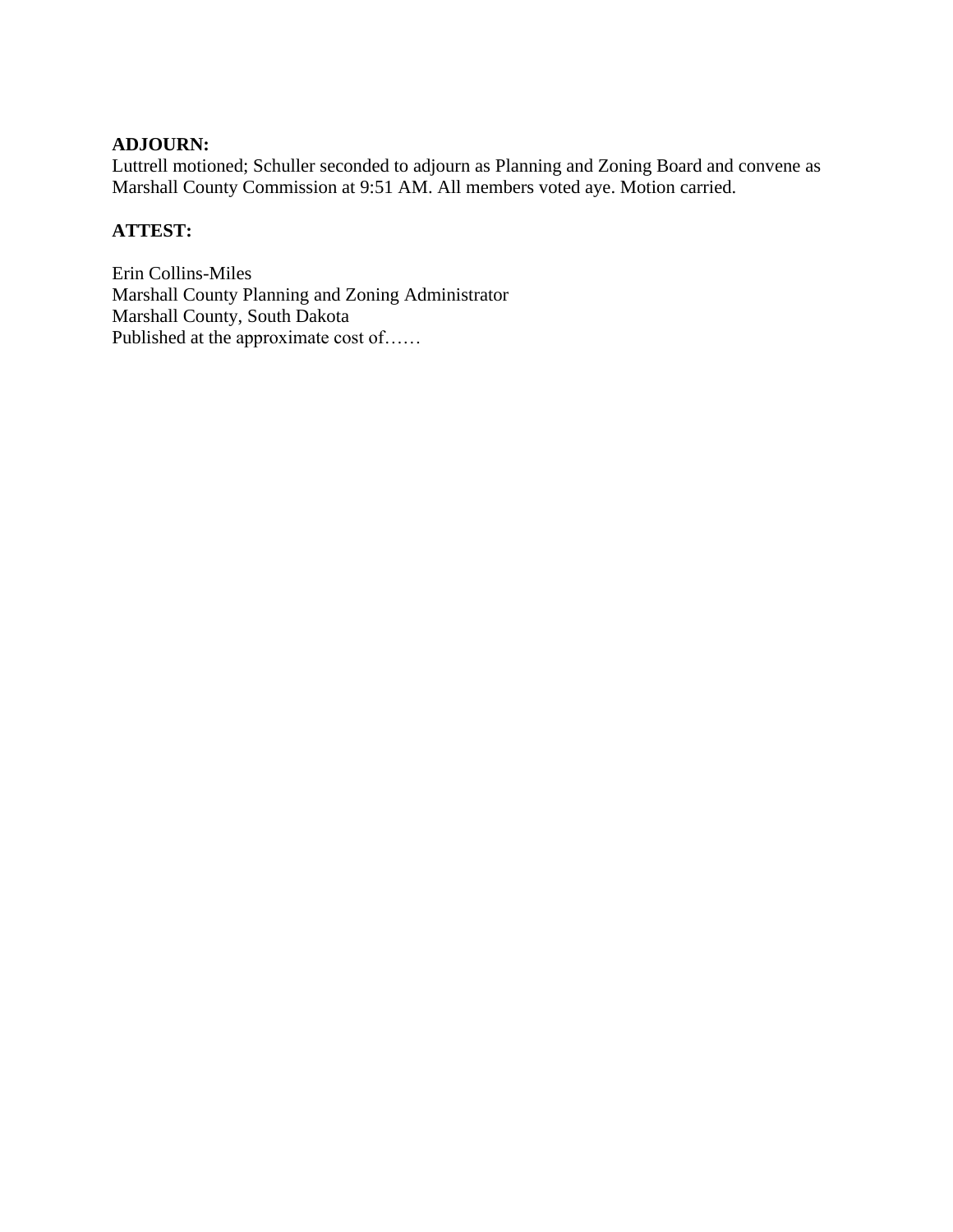**ADJOURN:**
Luttrell motioned; Schuller seconded to adjourn as Planning and Zoning Board and convene as Marshall County Commission at 9:51 AM. All members voted aye. Motion carried.

**ATTEST:**

Erin Collins-Miles
Marshall County Planning and Zoning Administrator
Marshall County, South Dakota
Published at the approximate cost of……